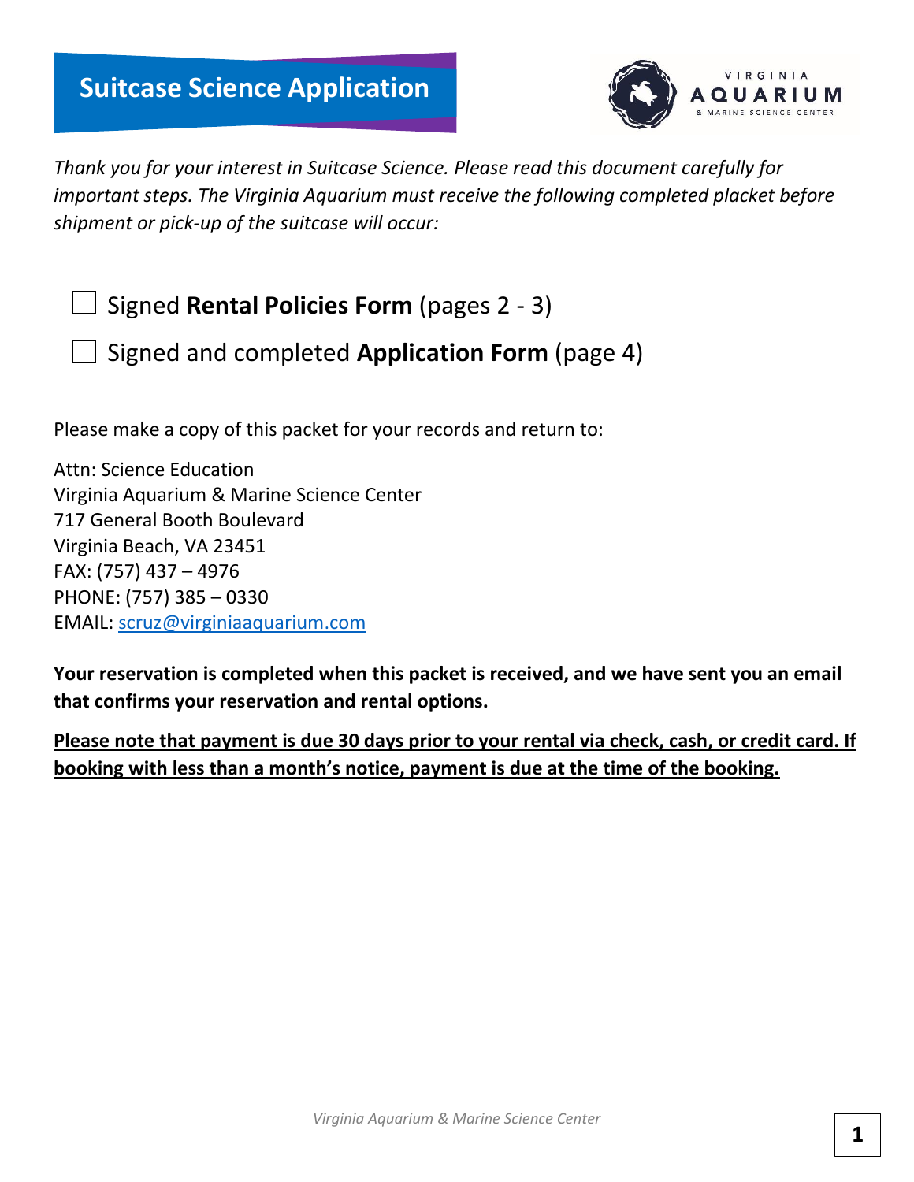# Suitcase Science Application

*Thank you for your interest in Suitcase Science. Please read this document carefully for important steps. The Virginia Aquarium must receive the following completed placket before shipment or pick-up of the suitcase will occur:*

- ☐ Signed **Rental Policies Form** (pages 2 - 3)
- ☐ Signed and completed **Application Form** (page 4)

Please make a copy of this packet for your records and return to:

Attn: Science Education
Virginia Aquarium & Marine Science Center
717 General Booth Boulevard
Virginia Beach, VA 23451
FAX: (757) 437 – 4976
PHONE: (757) 385 – 0330
EMAIL: scruz@virginiaaquarium.com

**Your reservation is completed when this packet is received, and we have sent you an email that confirms your reservation and rental options.**

**<u>Please note that payment is due 30 days prior to your rental via check, cash, or credit card. If booking with less than a month's notice, payment is due at the time of the booking.</u>**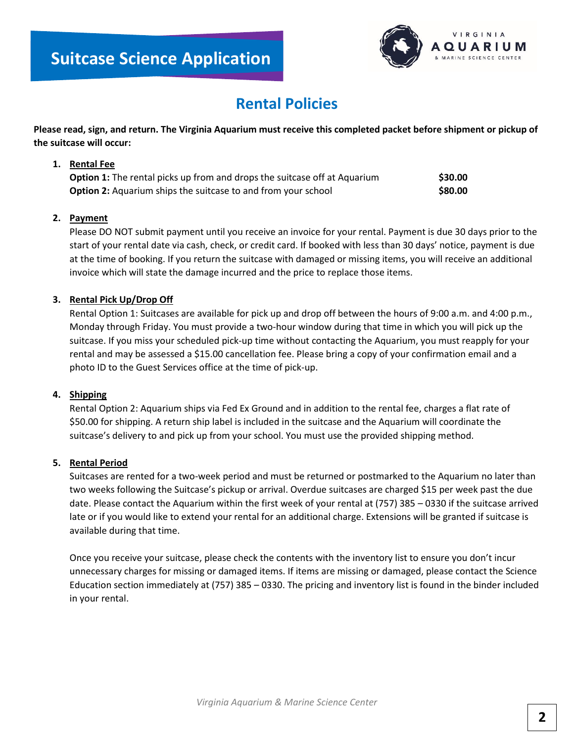# Suitcase Science Application

## Rental Policies

**Please read, sign, and return. The Virginia Aquarium must receive this completed packet before shipment or pickup of the suitcase will occur:**

1. **Rental Fee**

| | |
|---|---|
| **Option 1:** The rental picks up from and drops the suitcase off at Aquarium | **$30.00** |
| **Option 2:** Aquarium ships the suitcase to and from your school | **$80.00** |

2. **Payment**
   Please DO NOT submit payment until you receive an invoice for your rental. Payment is due 30 days prior to the start of your rental date via cash, check, or credit card. If booked with less than 30 days' notice, payment is due at the time of booking. If you return the suitcase with damaged or missing items, you will receive an additional invoice which will state the damage incurred and the price to replace those items.

3. **Rental Pick Up/Drop Off**
   Rental Option 1: Suitcases are available for pick up and drop off between the hours of 9:00 a.m. and 4:00 p.m., Monday through Friday. You must provide a two-hour window during that time in which you will pick up the suitcase. If you miss your scheduled pick-up time without contacting the Aquarium, you must reapply for your rental and may be assessed a $15.00 cancellation fee. Please bring a copy of your confirmation email and a photo ID to the Guest Services office at the time of pick-up.

4. **Shipping**
   Rental Option 2: Aquarium ships via Fed Ex Ground and in addition to the rental fee, charges a flat rate of $50.00 for shipping. A return ship label is included in the suitcase and the Aquarium will coordinate the suitcase's delivery to and pick up from your school. You must use the provided shipping method.

5. **Rental Period**
   Suitcases are rented for a two-week period and must be returned or postmarked to the Aquarium no later than two weeks following the Suitcase's pickup or arrival. Overdue suitcases are charged $15 per week past the due date. Please contact the Aquarium within the first week of your rental at (757) 385 – 0330 if the suitcase arrived late or if you would like to extend your rental for an additional charge. Extensions will be granted if suitcase is available during that time.

   Once you receive your suitcase, please check the contents with the inventory list to ensure you don't incur unnecessary charges for missing or damaged items. If items are missing or damaged, please contact the Science Education section immediately at (757) 385 – 0330. The pricing and inventory list is found in the binder included in your rental.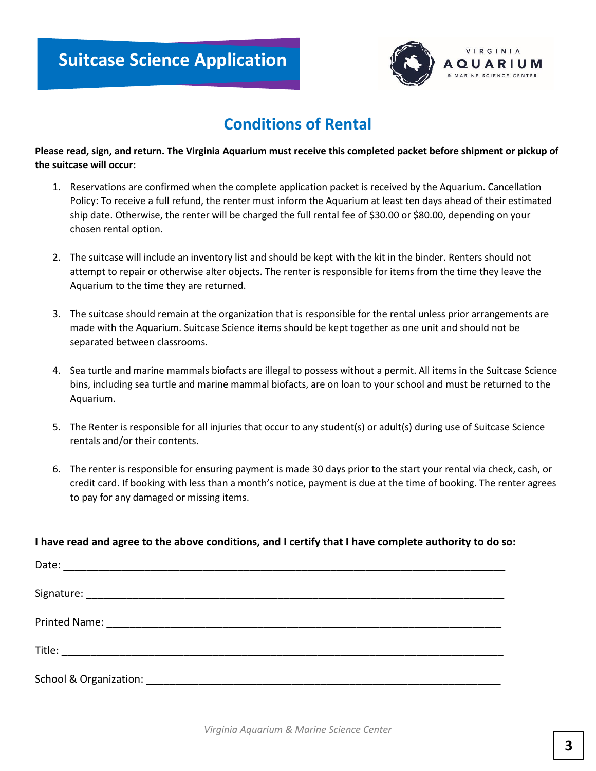# Suitcase Science Application

VIRGINIA AQUARIUM & MARINE SCIENCE CENTER

## Conditions of Rental

**Please read, sign, and return. The Virginia Aquarium must receive this completed packet before shipment or pickup of the suitcase will occur:**

1. Reservations are confirmed when the complete application packet is received by the Aquarium. Cancellation Policy: To receive a full refund, the renter must inform the Aquarium at least ten days ahead of their estimated ship date. Otherwise, the renter will be charged the full rental fee of $30.00 or $80.00, depending on your chosen rental option.

2. The suitcase will include an inventory list and should be kept with the kit in the binder. Renters should not attempt to repair or otherwise alter objects. The renter is responsible for items from the time they leave the Aquarium to the time they are returned.

3. The suitcase should remain at the organization that is responsible for the rental unless prior arrangements are made with the Aquarium. Suitcase Science items should be kept together as one unit and should not be separated between classrooms.

4. Sea turtle and marine mammals biofacts are illegal to possess without a permit. All items in the Suitcase Science bins, including sea turtle and marine mammal biofacts, are on loan to your school and must be returned to the Aquarium.

5. The Renter is responsible for all injuries that occur to any student(s) or adult(s) during use of Suitcase Science rentals and/or their contents.

6. The renter is responsible for ensuring payment is made 30 days prior to the start your rental via check, cash, or credit card. If booking with less than a month's notice, payment is due at the time of booking. The renter agrees to pay for any damaged or missing items.

**I have read and agree to the above conditions, and I certify that I have complete authority to do so:**

Date: ______________________________________________________________________________

Signature: __________________________________________________________________________

Printed Name: _______________________________________________________________________

Title: ______________________________________________________________________________

School & Organization: _______________________________________________________________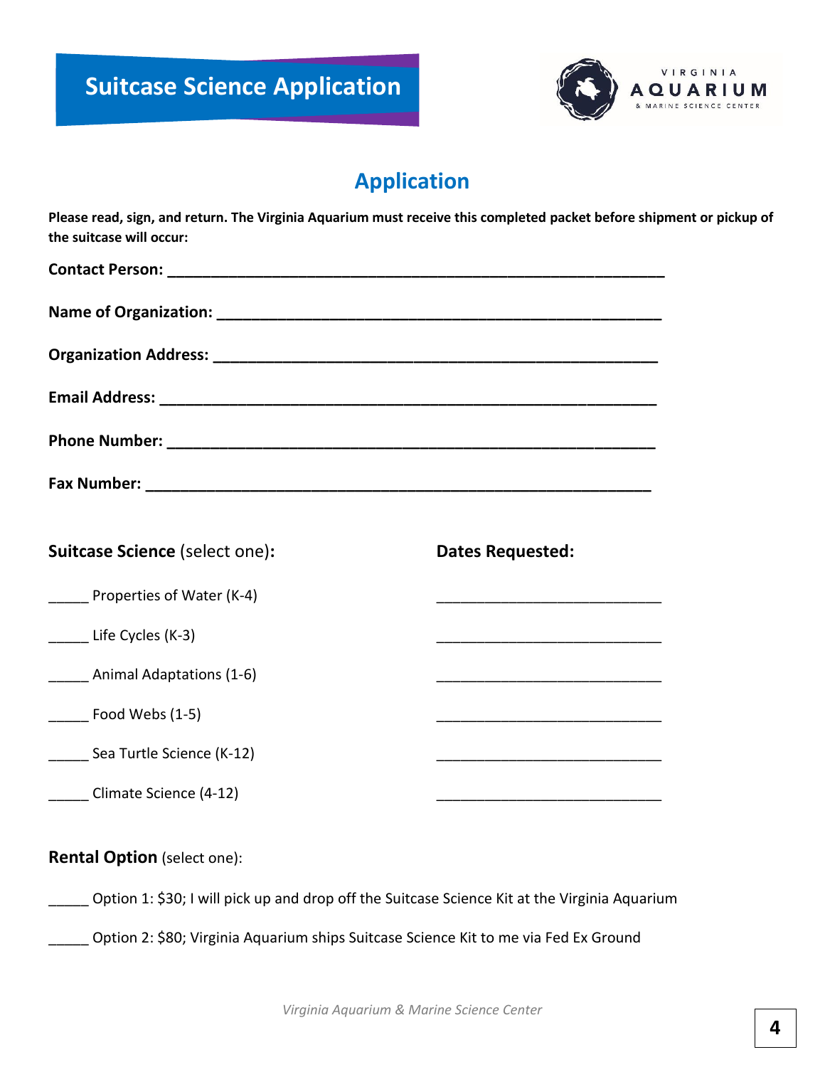# Suitcase Science Application

## Application

**Please read, sign, and return. The Virginia Aquarium must receive this completed packet before shipment or pickup of the suitcase will occur:**

**Contact Person:** ______________________________________________________________

**Name of Organization:** ________________________________________________________

**Organization Address:** ________________________________________________________

**Email Address:** _______________________________________________________________

**Phone Number:** ______________________________________________________________

**Fax Number:** _________________________________________________________________

| **Suitcase Science** (select one)**:** | **Dates Requested:** |
|---|---|
| _____ Properties of Water (K-4) | ____________________________ |
| _____ Life Cycles (K-3) | ____________________________ |
| _____ Animal Adaptations (1-6) | ____________________________ |
| _____ Food Webs (1-5) | ____________________________ |
| _____ Sea Turtle Science (K-12) | ____________________________ |
| _____ Climate Science (4-12) | ____________________________ |

**Rental Option** (select one):

_____ Option 1: $30; I will pick up and drop off the Suitcase Science Kit at the Virginia Aquarium

_____ Option 2: $80; Virginia Aquarium ships Suitcase Science Kit to me via Fed Ex Ground